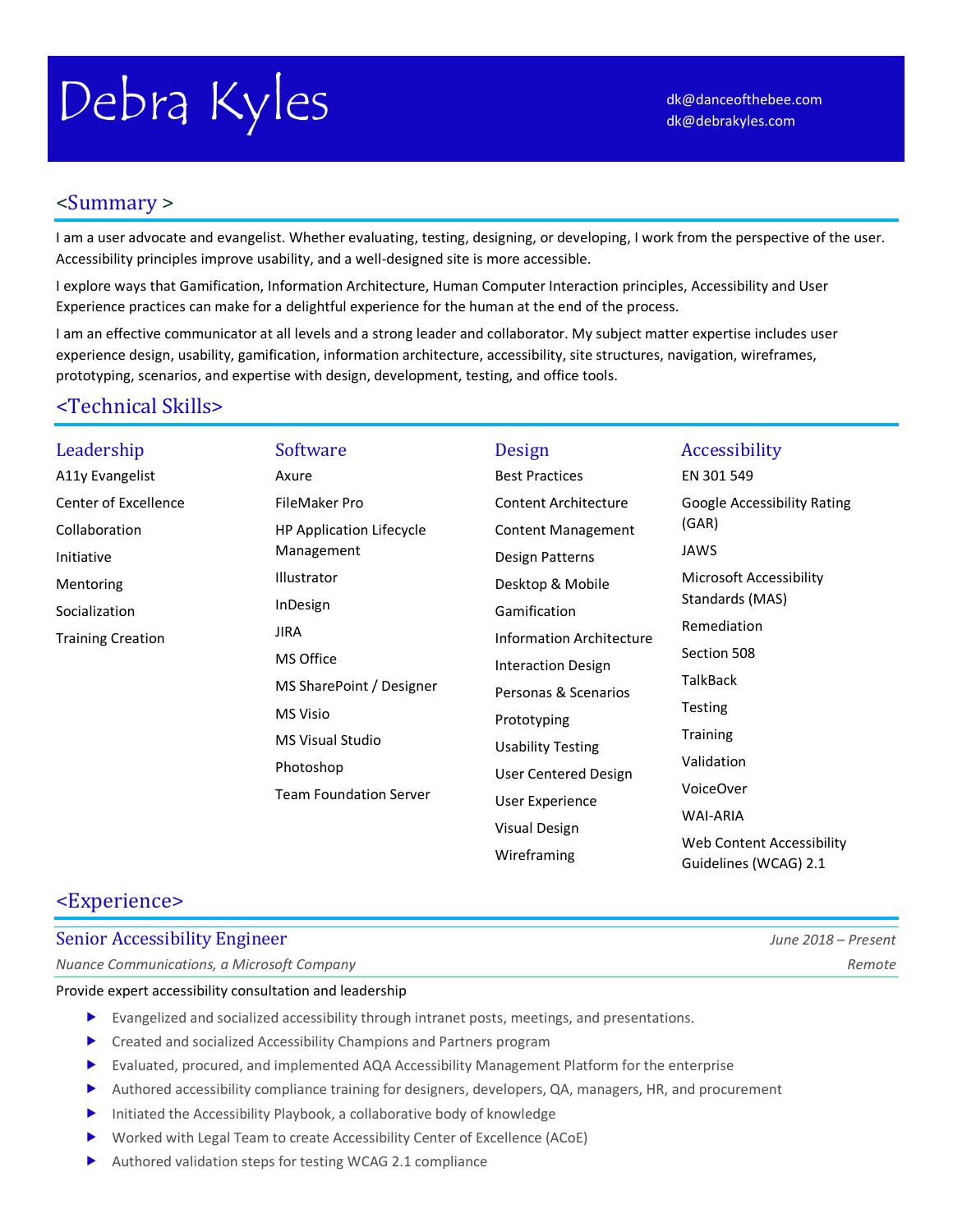# Debra Kyles

dk@danceofthebee.com
dk@debrakyles.com

## <Summary >

I am a user advocate and evangelist. Whether evaluating, testing, designing, or developing, I work from the perspective of the user. Accessibility principles improve usability, and a well-designed site is more accessible.

I explore ways that Gamification, Information Architecture, Human Computer Interaction principles, Accessibility and User Experience practices can make for a delightful experience for the human at the end of the process.

I am an effective communicator at all levels and a strong leader and collaborator. My subject matter expertise includes user experience design, usability, gamification, information architecture, accessibility, site structures, navigation, wireframes, prototyping, scenarios, and expertise with design, development, testing, and office tools.

## <Technical Skills>

### Leadership

- A11y Evangelist
- Center of Excellence
- Collaboration
- Initiative
- Mentoring
- Socialization
- Training Creation

### Software

- Axure
- FileMaker Pro
- HP Application Lifecycle Management
- Illustrator
- InDesign
- JIRA
- MS Office
- MS SharePoint / Designer
- MS Visio
- MS Visual Studio
- Photoshop
- Team Foundation Server

### Design

- Best Practices
- Content Architecture
- Content Management
- Design Patterns
- Desktop & Mobile
- Gamification
- Information Architecture
- Interaction Design
- Personas & Scenarios
- Prototyping
- Usability Testing
- User Centered Design
- User Experience
- Visual Design
- Wireframing

### Accessibility

- EN 301 549
- Google Accessibility Rating (GAR)
- JAWS
- Microsoft Accessibility Standards (MAS)
- Remediation
- Section 508
- TalkBack
- Testing
- Training
- Validation
- VoiceOver
- WAI-ARIA
- Web Content Accessibility Guidelines (WCAG) 2.1

## <Experience>

### Senior Accessibility Engineer

*June 2018 – Present*

*Nuance Communications, a Microsoft Company* — *Remote*

Provide expert accessibility consultation and leadership

- Evangelized and socialized accessibility through intranet posts, meetings, and presentations.
- Created and socialized Accessibility Champions and Partners program
- Evaluated, procured, and implemented AQA Accessibility Management Platform for the enterprise
- Authored accessibility compliance training for designers, developers, QA, managers, HR, and procurement
- Initiated the Accessibility Playbook, a collaborative body of knowledge
- Worked with Legal Team to create Accessibility Center of Excellence (ACoE)
- Authored validation steps for testing WCAG 2.1 compliance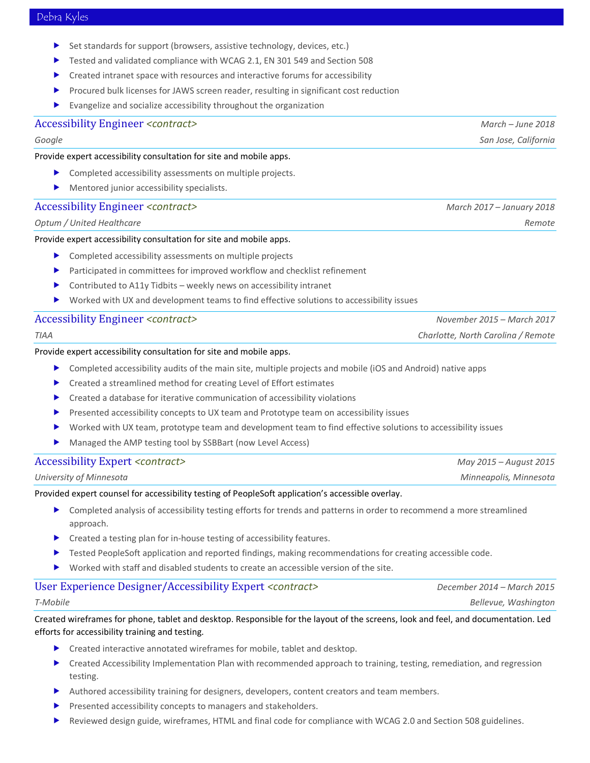- Set standards for support (browsers, assistive technology, devices, etc.)
- Tested and validated compliance with WCAG 2.1, EN 301 549 and Section 508
- Created intranet space with resources and interactive forums for accessibility
- Procured bulk licenses for JAWS screen reader, resulting in significant cost reduction
- Evangelize and socialize accessibility throughout the organization

### Accessibility Engineer *<contract>*

*March – June 2018*

*Google* — *San Jose, California*

Provide expert accessibility consultation for site and mobile apps.

- Completed accessibility assessments on multiple projects.
- Mentored junior accessibility specialists.

### Accessibility Engineer *<contract>*

*March 2017 – January 2018*

*Optum / United Healthcare* — *Remote*

Provide expert accessibility consultation for site and mobile apps.

- Completed accessibility assessments on multiple projects
- Participated in committees for improved workflow and checklist refinement
- Contributed to A11y Tidbits – weekly news on accessibility intranet
- Worked with UX and development teams to find effective solutions to accessibility issues

### Accessibility Engineer *<contract>*

*November 2015 – March 2017*

*TIAA* — *Charlotte, North Carolina / Remote*

Provide expert accessibility consultation for site and mobile apps.

- Completed accessibility audits of the main site, multiple projects and mobile (iOS and Android) native apps
- Created a streamlined method for creating Level of Effort estimates
- Created a database for iterative communication of accessibility violations
- Presented accessibility concepts to UX team and Prototype team on accessibility issues
- Worked with UX team, prototype team and development team to find effective solutions to accessibility issues
- Managed the AMP testing tool by SSBBart (now Level Access)

### Accessibility Expert *<contract>*

*May 2015 – August 2015*

*University of Minnesota* — *Minneapolis, Minnesota*

Provided expert counsel for accessibility testing of PeopleSoft application's accessible overlay.

- Completed analysis of accessibility testing efforts for trends and patterns in order to recommend a more streamlined approach.
- Created a testing plan for in-house testing of accessibility features.
- Tested PeopleSoft application and reported findings, making recommendations for creating accessible code.
- Worked with staff and disabled students to create an accessible version of the site.

### User Experience Designer/Accessibility Expert *<contract>*

*December 2014 – March 2015*

*T-Mobile* — *Bellevue, Washington*

Created wireframes for phone, tablet and desktop. Responsible for the layout of the screens, look and feel, and documentation. Led efforts for accessibility training and testing.

- Created interactive annotated wireframes for mobile, tablet and desktop.
- Created Accessibility Implementation Plan with recommended approach to training, testing, remediation, and regression testing.
- Authored accessibility training for designers, developers, content creators and team members.
- Presented accessibility concepts to managers and stakeholders.
- Reviewed design guide, wireframes, HTML and final code for compliance with WCAG 2.0 and Section 508 guidelines.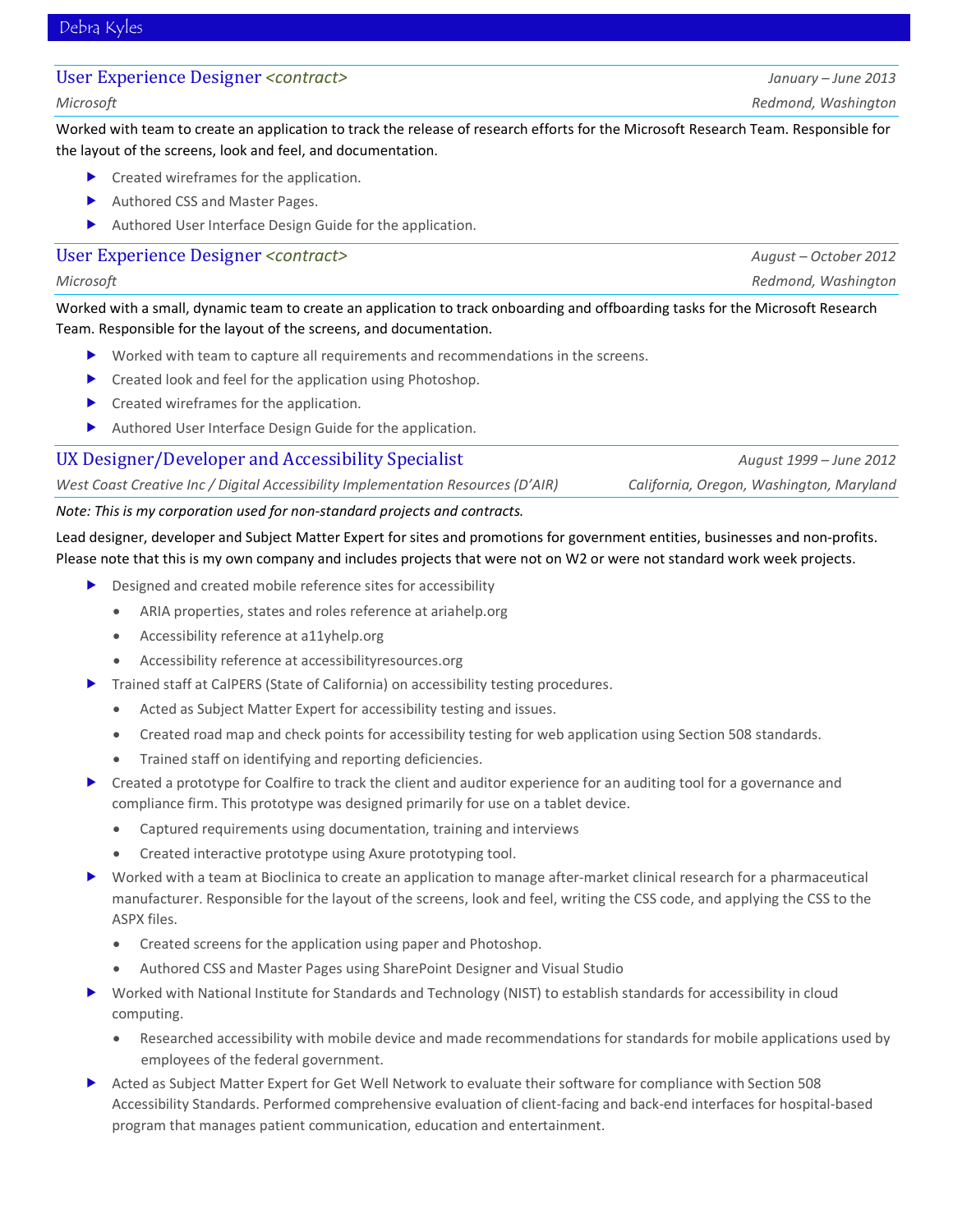Debra Kyles

## User Experience Designer *<contract>*

*January – June 2013*

*Microsoft* — *Redmond, Washington*

Worked with team to create an application to track the release of research efforts for the Microsoft Research Team. Responsible for the layout of the screens, look and feel, and documentation.

- Created wireframes for the application.
- Authored CSS and Master Pages.
- Authored User Interface Design Guide for the application.

## User Experience Designer *<contract>*

*August – October 2012*

*Microsoft* — *Redmond, Washington*

Worked with a small, dynamic team to create an application to track onboarding and offboarding tasks for the Microsoft Research Team. Responsible for the layout of the screens, and documentation.

- Worked with team to capture all requirements and recommendations in the screens.
- Created look and feel for the application using Photoshop.
- Created wireframes for the application.
- Authored User Interface Design Guide for the application.

## UX Designer/Developer and Accessibility Specialist

*August 1999 – June 2012*

*West Coast Creative Inc / Digital Accessibility Implementation Resources (D'AIR)* — *California, Oregon, Washington, Maryland*

*Note: This is my corporation used for non-standard projects and contracts.*

Lead designer, developer and Subject Matter Expert for sites and promotions for government entities, businesses and non-profits. Please note that this is my own company and includes projects that were not on W2 or were not standard work week projects.

- Designed and created mobile reference sites for accessibility
  - ARIA properties, states and roles reference at ariahelp.org
  - Accessibility reference at a11yhelp.org
  - Accessibility reference at accessibilityresources.org
- Trained staff at CalPERS (State of California) on accessibility testing procedures.
  - Acted as Subject Matter Expert for accessibility testing and issues.
  - Created road map and check points for accessibility testing for web application using Section 508 standards.
  - Trained staff on identifying and reporting deficiencies.
- Created a prototype for Coalfire to track the client and auditor experience for an auditing tool for a governance and compliance firm. This prototype was designed primarily for use on a tablet device.
  - Captured requirements using documentation, training and interviews
  - Created interactive prototype using Axure prototyping tool.
- Worked with a team at Bioclinica to create an application to manage after-market clinical research for a pharmaceutical manufacturer. Responsible for the layout of the screens, look and feel, writing the CSS code, and applying the CSS to the ASPX files.
  - Created screens for the application using paper and Photoshop.
  - Authored CSS and Master Pages using SharePoint Designer and Visual Studio
- Worked with National Institute for Standards and Technology (NIST) to establish standards for accessibility in cloud computing.
  - Researched accessibility with mobile device and made recommendations for standards for mobile applications used by employees of the federal government.
- Acted as Subject Matter Expert for Get Well Network to evaluate their software for compliance with Section 508 Accessibility Standards. Performed comprehensive evaluation of client-facing and back-end interfaces for hospital-based program that manages patient communication, education and entertainment.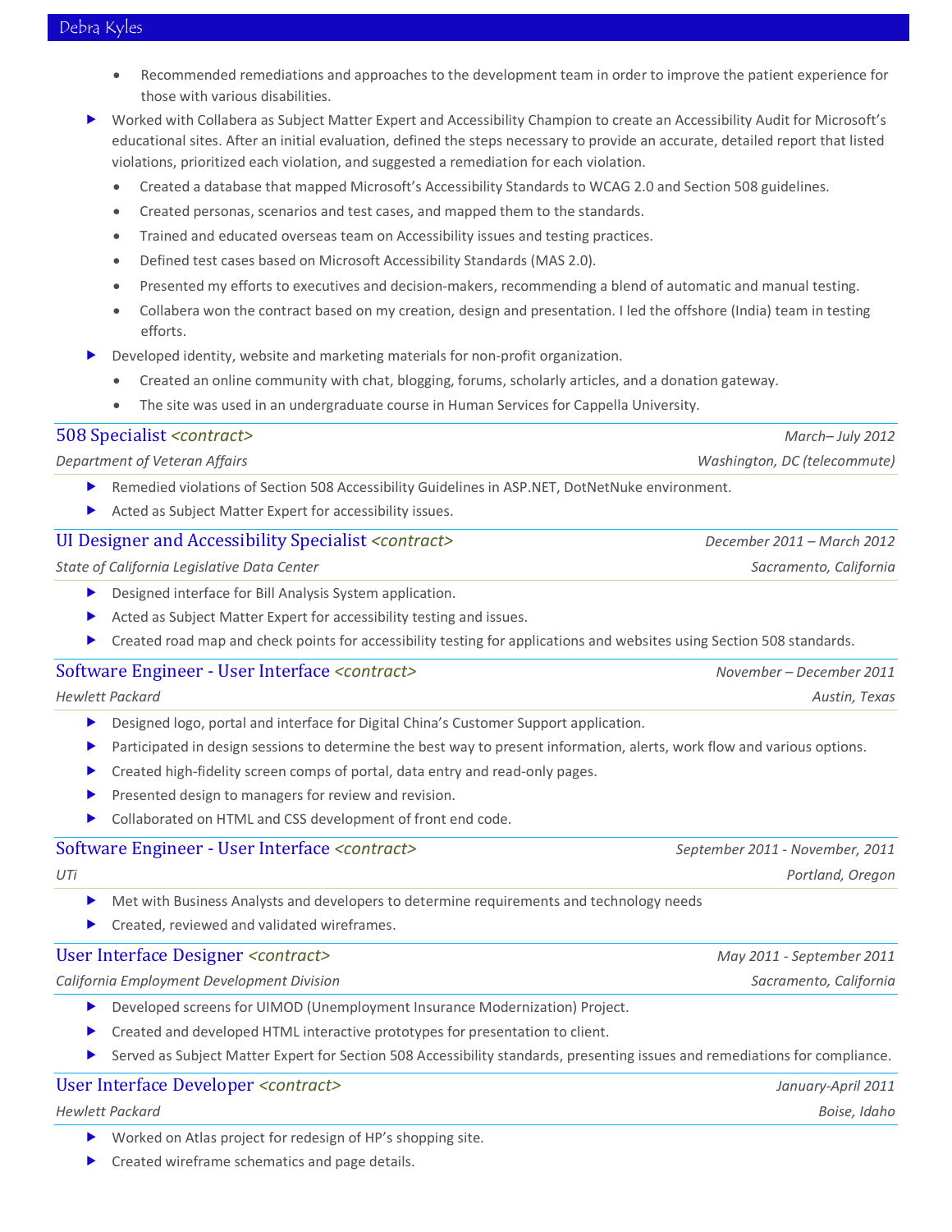- Recommended remediations and approaches to the development team in order to improve the patient experience for those with various disabilities.
- Worked with Collabera as Subject Matter Expert and Accessibility Champion to create an Accessibility Audit for Microsoft's educational sites. After an initial evaluation, defined the steps necessary to provide an accurate, detailed report that listed violations, prioritized each violation, and suggested a remediation for each violation.
   - Created a database that mapped Microsoft's Accessibility Standards to WCAG 2.0 and Section 508 guidelines.
   - Created personas, scenarios and test cases, and mapped them to the standards.
   - Trained and educated overseas team on Accessibility issues and testing practices.
   - Defined test cases based on Microsoft Accessibility Standards (MAS 2.0).
   - Presented my efforts to executives and decision-makers, recommending a blend of automatic and manual testing.
   - Collabera won the contract based on my creation, design and presentation. I led the offshore (India) team in testing efforts.
- Developed identity, website and marketing materials for non-profit organization.
   - Created an online community with chat, blogging, forums, scholarly articles, and a donation gateway.
   - The site was used in an undergraduate course in Human Services for Cappella University.

### 508 Specialist *<contract>* — *March– July 2012*

*Department of Veteran Affairs* — *Washington, DC (telecommute)*

- Remedied violations of Section 508 Accessibility Guidelines in ASP.NET, DotNetNuke environment.
- Acted as Subject Matter Expert for accessibility issues.

### UI Designer and Accessibility Specialist *<contract>* — *December 2011 – March 2012*

*State of California Legislative Data Center* — *Sacramento, California*

- Designed interface for Bill Analysis System application.
- Acted as Subject Matter Expert for accessibility testing and issues.
- Created road map and check points for accessibility testing for applications and websites using Section 508 standards.

### Software Engineer - User Interface *<contract>* — *November – December 2011*

*Hewlett Packard* — *Austin, Texas*

- Designed logo, portal and interface for Digital China's Customer Support application.
- Participated in design sessions to determine the best way to present information, alerts, work flow and various options.
- Created high-fidelity screen comps of portal, data entry and read-only pages.
- Presented design to managers for review and revision.
- Collaborated on HTML and CSS development of front end code.

### Software Engineer - User Interface *<contract>* — *September 2011 - November, 2011*

*UTi* — *Portland, Oregon*

- Met with Business Analysts and developers to determine requirements and technology needs
- Created, reviewed and validated wireframes.

### User Interface Designer *<contract>* — *May 2011 - September 2011*

*California Employment Development Division* — *Sacramento, California*

- Developed screens for UIMOD (Unemployment Insurance Modernization) Project.
- Created and developed HTML interactive prototypes for presentation to client.
- Served as Subject Matter Expert for Section 508 Accessibility standards, presenting issues and remediations for compliance.

### User Interface Developer *<contract>* — *January-April 2011*

*Hewlett Packard* — *Boise, Idaho*

- Worked on Atlas project for redesign of HP's shopping site.
- Created wireframe schematics and page details.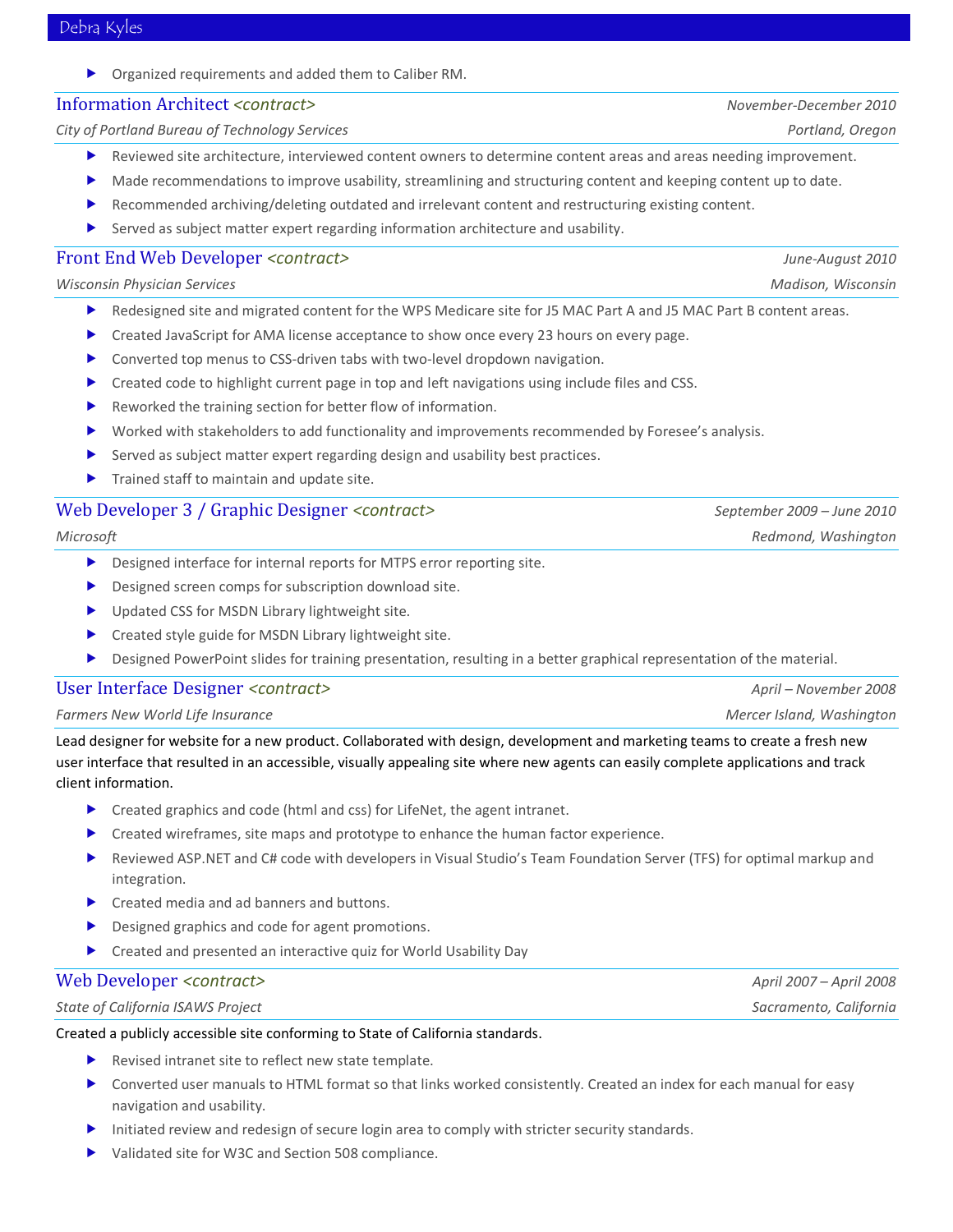- Organized requirements and added them to Caliber RM.

### Information Architect *<contract>*

*November-December 2010*

*City of Portland Bureau of Technology Services* — *Portland, Oregon*

- Reviewed site architecture, interviewed content owners to determine content areas and areas needing improvement.
- Made recommendations to improve usability, streamlining and structuring content and keeping content up to date.
- Recommended archiving/deleting outdated and irrelevant content and restructuring existing content.
- Served as subject matter expert regarding information architecture and usability.

### Front End Web Developer *<contract>*

*June-August 2010*

*Wisconsin Physician Services* — *Madison, Wisconsin*

- Redesigned site and migrated content for the WPS Medicare site for J5 MAC Part A and J5 MAC Part B content areas.
- Created JavaScript for AMA license acceptance to show once every 23 hours on every page.
- Converted top menus to CSS-driven tabs with two-level dropdown navigation.
- Created code to highlight current page in top and left navigations using include files and CSS.
- Reworked the training section for better flow of information.
- Worked with stakeholders to add functionality and improvements recommended by Foresee's analysis.
- Served as subject matter expert regarding design and usability best practices.
- Trained staff to maintain and update site.

### Web Developer 3 / Graphic Designer *<contract>*

*September 2009 – June 2010*

*Microsoft* — *Redmond, Washington*

- Designed interface for internal reports for MTPS error reporting site.
- Designed screen comps for subscription download site.
- Updated CSS for MSDN Library lightweight site.
- Created style guide for MSDN Library lightweight site.
- Designed PowerPoint slides for training presentation, resulting in a better graphical representation of the material.

### User Interface Designer *<contract>*

*April – November 2008*

*Farmers New World Life Insurance* — *Mercer Island, Washington*

Lead designer for website for a new product. Collaborated with design, development and marketing teams to create a fresh new user interface that resulted in an accessible, visually appealing site where new agents can easily complete applications and track client information.

- Created graphics and code (html and css) for LifeNet, the agent intranet.
- Created wireframes, site maps and prototype to enhance the human factor experience.
- Reviewed ASP.NET and C# code with developers in Visual Studio's Team Foundation Server (TFS) for optimal markup and integration.
- Created media and ad banners and buttons.
- Designed graphics and code for agent promotions.
- Created and presented an interactive quiz for World Usability Day

### Web Developer *<contract>*

*April 2007 – April 2008*

*State of California ISAWS Project* — *Sacramento, California*

Created a publicly accessible site conforming to State of California standards.

- Revised intranet site to reflect new state template.
- Converted user manuals to HTML format so that links worked consistently. Created an index for each manual for easy navigation and usability.
- Initiated review and redesign of secure login area to comply with stricter security standards.
- Validated site for W3C and Section 508 compliance.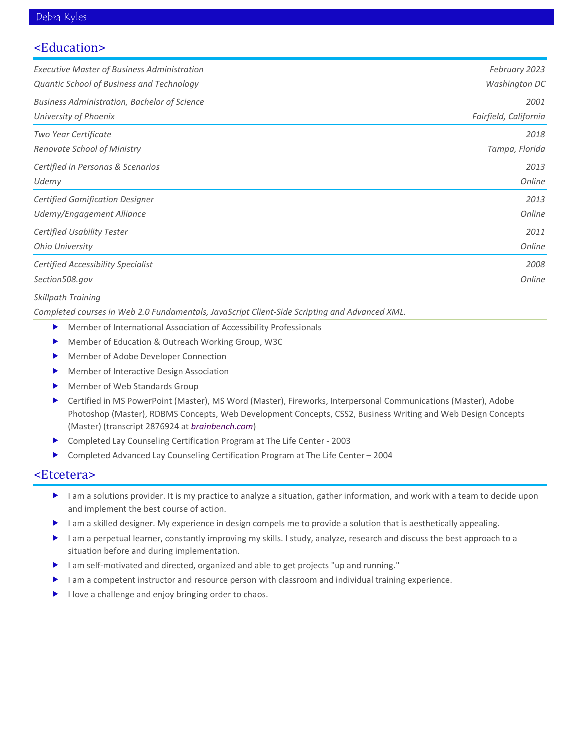## <Education>

*Executive Master of Business Administration* — *February 2023*
*Quantic School of Business and Technology* — *Washington DC*

*Business Administration, Bachelor of Science* — *2001*
*University of Phoenix* — *Fairfield, California*

*Two Year Certificate* — *2018*
*Renovate School of Ministry* — *Tampa, Florida*

*Certified in Personas & Scenarios* — *2013*
*Udemy* — *Online*

*Certified Gamification Designer* — *2013*
*Udemy/Engagement Alliance* — *Online*

*Certified Usability Tester* — *2011*
*Ohio University* — *Online*

*Certified Accessibility Specialist* — *2008*
*Section508.gov* — *Online*

*Skillpath Training*
*Completed courses in Web 2.0 Fundamentals, JavaScript Client-Side Scripting and Advanced XML.*

- Member of International Association of Accessibility Professionals
- Member of Education & Outreach Working Group, W3C
- Member of Adobe Developer Connection
- Member of Interactive Design Association
- Member of Web Standards Group
- Certified in MS PowerPoint (Master), MS Word (Master), Fireworks, Interpersonal Communications (Master), Adobe Photoshop (Master), RDBMS Concepts, Web Development Concepts, CSS2, Business Writing and Web Design Concepts (Master) (transcript 2876924 at *brainbench.com*)
- Completed Lay Counseling Certification Program at The Life Center - 2003
- Completed Advanced Lay Counseling Certification Program at The Life Center – 2004

## <Etcetera>

- I am a solutions provider. It is my practice to analyze a situation, gather information, and work with a team to decide upon and implement the best course of action.
- I am a skilled designer. My experience in design compels me to provide a solution that is aesthetically appealing.
- I am a perpetual learner, constantly improving my skills. I study, analyze, research and discuss the best approach to a situation before and during implementation.
- I am self-motivated and directed, organized and able to get projects "up and running."
- I am a competent instructor and resource person with classroom and individual training experience.
- I love a challenge and enjoy bringing order to chaos.